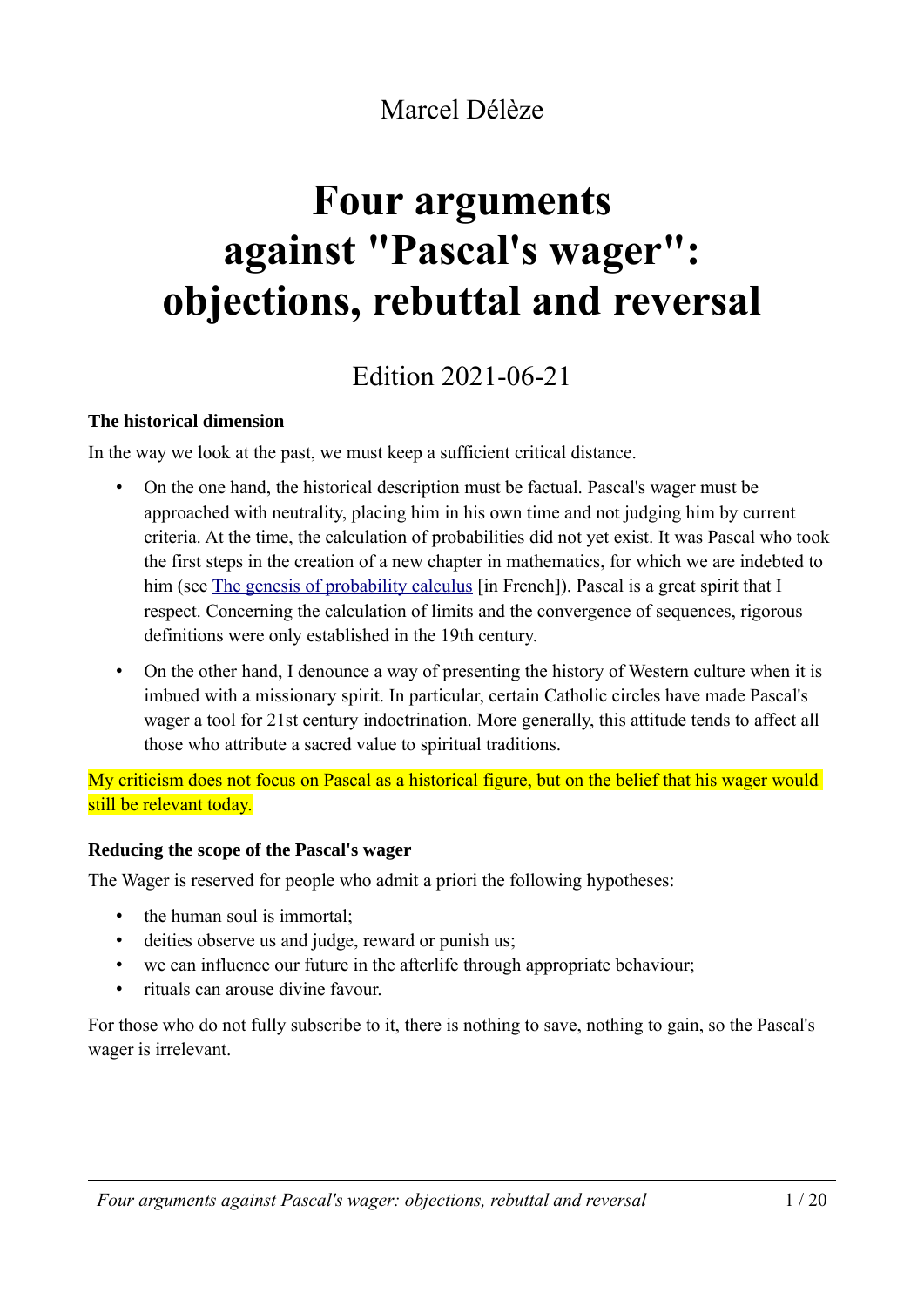Marcel Délèze

# Four arguments against "Pascal's wager": objections, rebuttal and reversal

Edition 2021-06-21

### The historical dimension

In the way we look at the past, we must keep a sufficient critical distance.

- On the one hand, the historical description must be factual. Pascal's wager must be approached with neutrality, placing him in his own time and not judging him by current criteria. At the time, the calculation of probabilities did not yet exist. It was Pascal who took the first steps in the creation of a new chapter in mathematics, for which we are indebted to him (see The genesis of probability calculus [in French]). Pascal is a great spirit that I respect. Concerning the calculation of limits and the convergence of sequences, rigorous definitions were only established in the 19th century.
- On the other hand, I denounce a way of presenting the history of Western culture when it is imbued with a missionary spirit. In particular, certain Catholic circles have made Pascal's wager a tool for 21st century indoctrination. More generally, this attitude tends to affect all those who attribute a sacred value to spiritual traditions.

My criticism does not focus on Pascal as a historical figure, but on the belief that his wager would still be relevant today.

### Reducing the scope of the Pascal's wager

The Wager is reserved for people who admit a priori the following hypotheses:

- the human soul is immortal;
- deities observe us and judge, reward or punish us;
- we can influence our future in the afterlife through appropriate behaviour;
- rituals can arouse divine favour.

For those who do not fully subscribe to it, there is nothing to save, nothing to gain, so the Pascal's wager is irrelevant.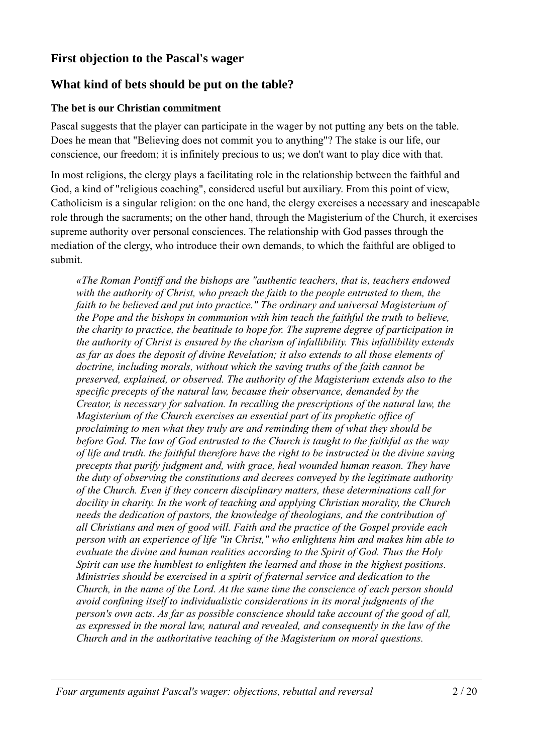## First objection to the Pascal's wager

## What kind of bets should be put on the table?

### The bet is our Christian commitment

Pascal suggests that the player can participate in the wager by not putting any bets on the table. Does he mean that "Believing does not commit you to anything"? The stake is our life, our conscience, our freedom; it is infinitely precious to us; we don't want to play dice with that.

In most religions, the clergy plays a facilitating role in the relationship between the faithful and God, a kind of "religious coaching", considered useful but auxiliary. From this point of view, Catholicism is a singular religion: on the one hand, the clergy exercises a necessary and inescapable role through the sacraments; on the other hand, through the Magisterium of the Church, it exercises supreme authority over personal consciences. The relationship with God passes through the mediation of the clergy, who introduce their own demands, to which the faithful are obliged to submit.

> *«The Roman Pontiff and the bishops are "authentic teachers, that is, teachers endowed with the authority of Christ, who preach the faith to the people entrusted to them, the faith to be believed and put into practice." The ordinary and universal Magisterium of the Pope and the bishops in communion with him teach the faithful the truth to believe, the charity to practice, the beatitude to hope for. The supreme degree of participation in the authority of Christ is ensured by the charism of infallibility. This infallibility extends as far as does the deposit of divine Revelation; it also extends to all those elements of doctrine, including morals, without which the saving truths of the faith cannot be preserved, explained, or observed. The authority of the Magisterium extends also to the specific precepts of the natural law, because their observance, demanded by the Creator, is necessary for salvation. In recalling the prescriptions of the natural law, the Magisterium of the Church exercises an essential part of its prophetic office of proclaiming to men what they truly are and reminding them of what they should be before God. The law of God entrusted to the Church is taught to the faithful as the way of life and truth. the faithful therefore have the right to be instructed in the divine saving precepts that purify judgment and, with grace, heal wounded human reason. They have the duty of observing the constitutions and decrees conveyed by the legitimate authority of the Church. Even if they concern disciplinary matters, these determinations call for docility in charity. In the work of teaching and applying Christian morality, the Church needs the dedication of pastors, the knowledge of theologians, and the contribution of all Christians and men of good will. Faith and the practice of the Gospel provide each person with an experience of life "in Christ," who enlightens him and makes him able to evaluate the divine and human realities according to the Spirit of God. Thus the Holy Spirit can use the humblest to enlighten the learned and those in the highest positions. Ministries should be exercised in a spirit of fraternal service and dedication to the Church, in the name of the Lord. At the same time the conscience of each person should avoid confining itself to individualistic considerations in its moral judgments of the person's own acts. As far as possible conscience should take account of the good of all, as expressed in the moral law, natural and revealed, and consequently in the law of the Church and in the authoritative teaching of the Magisterium on moral questions.*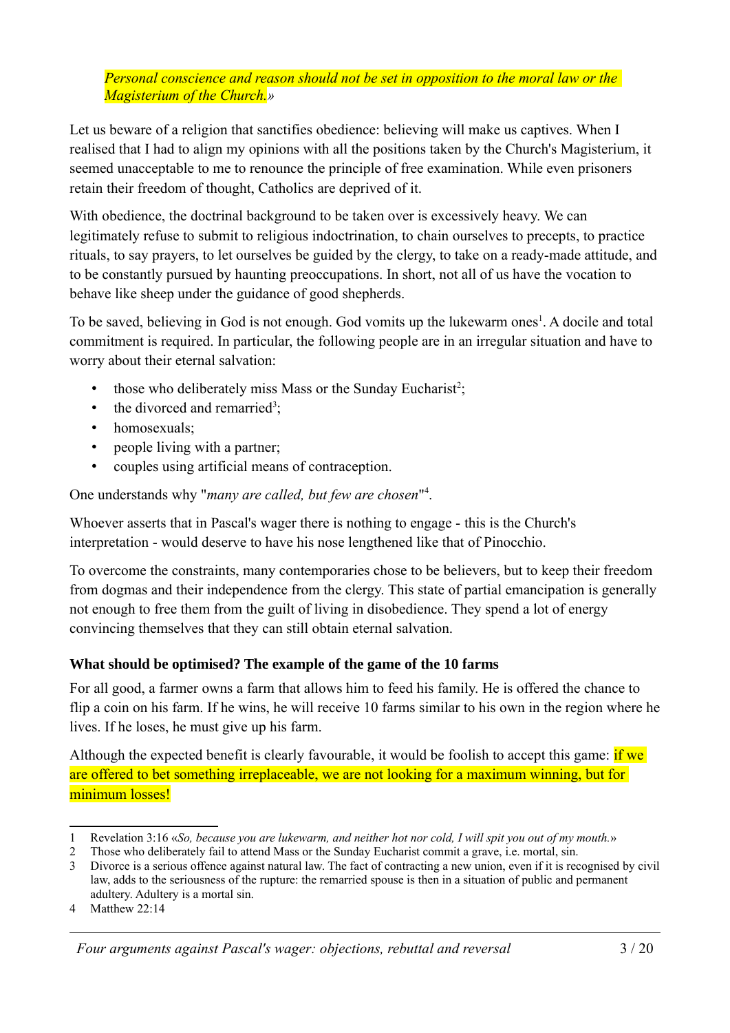*Personal conscience and reason should not be set in opposition to the moral law or the Magisterium of the Church.*»

Let us beware of a religion that sanctifies obedience: believing will make us captives. When I realised that I had to align my opinions with all the positions taken by the Church's Magisterium, it seemed unacceptable to me to renounce the principle of free examination. While even prisoners retain their freedom of thought, Catholics are deprived of it.

With obedience, the doctrinal background to be taken over is excessively heavy. We can legitimately refuse to submit to religious indoctrination, to chain ourselves to precepts, to practice rituals, to say prayers, to let ourselves be guided by the clergy, to take on a ready-made attitude, and to be constantly pursued by haunting preoccupations. In short, not all of us have the vocation to behave like sheep under the guidance of good shepherds.

To be saved, believing in God is not enough. God vomits up the lukewarm ones[1]. A docile and total commitment is required. In particular, the following people are in an irregular situation and have to worry about their eternal salvation:

- those who deliberately miss Mass or the Sunday Eucharist[2];
- the divorced and remarried[3];
- homosexuals;
- people living with a partner;
- couples using artificial means of contraception.

One understands why "*many are called, but few are chosen*"[4].

Whoever asserts that in Pascal's wager there is nothing to engage - this is the Church's interpretation - would deserve to have his nose lengthened like that of Pinocchio.

To overcome the constraints, many contemporaries chose to be believers, but to keep their freedom from dogmas and their independence from the clergy. This state of partial emancipation is generally not enough to free them from the guilt of living in disobedience. They spend a lot of energy convincing themselves that they can still obtain eternal salvation.

### What should be optimised? The example of the game of the 10 farms

For all good, a farmer owns a farm that allows him to feed his family. He is offered the chance to flip a coin on his farm. If he wins, he will receive 10 farms similar to his own in the region where he lives. If he loses, he must give up his farm.

Although the expected benefit is clearly favourable, it would be foolish to accept this game: if we are offered to bet something irreplaceable, we are not looking for a maximum winning, but for minimum losses!

---

1 Revelation 3:16 «*So, because you are lukewarm, and neither hot nor cold, I will spit you out of my mouth.*»

2 Those who deliberately fail to attend Mass or the Sunday Eucharist commit a grave, i.e. mortal, sin.

3 Divorce is a serious offence against natural law. The fact of contracting a new union, even if it is recognised by civil law, adds to the seriousness of the rupture: the remarried spouse is then in a situation of public and permanent adultery. Adultery is a mortal sin.

4 Matthew 22:14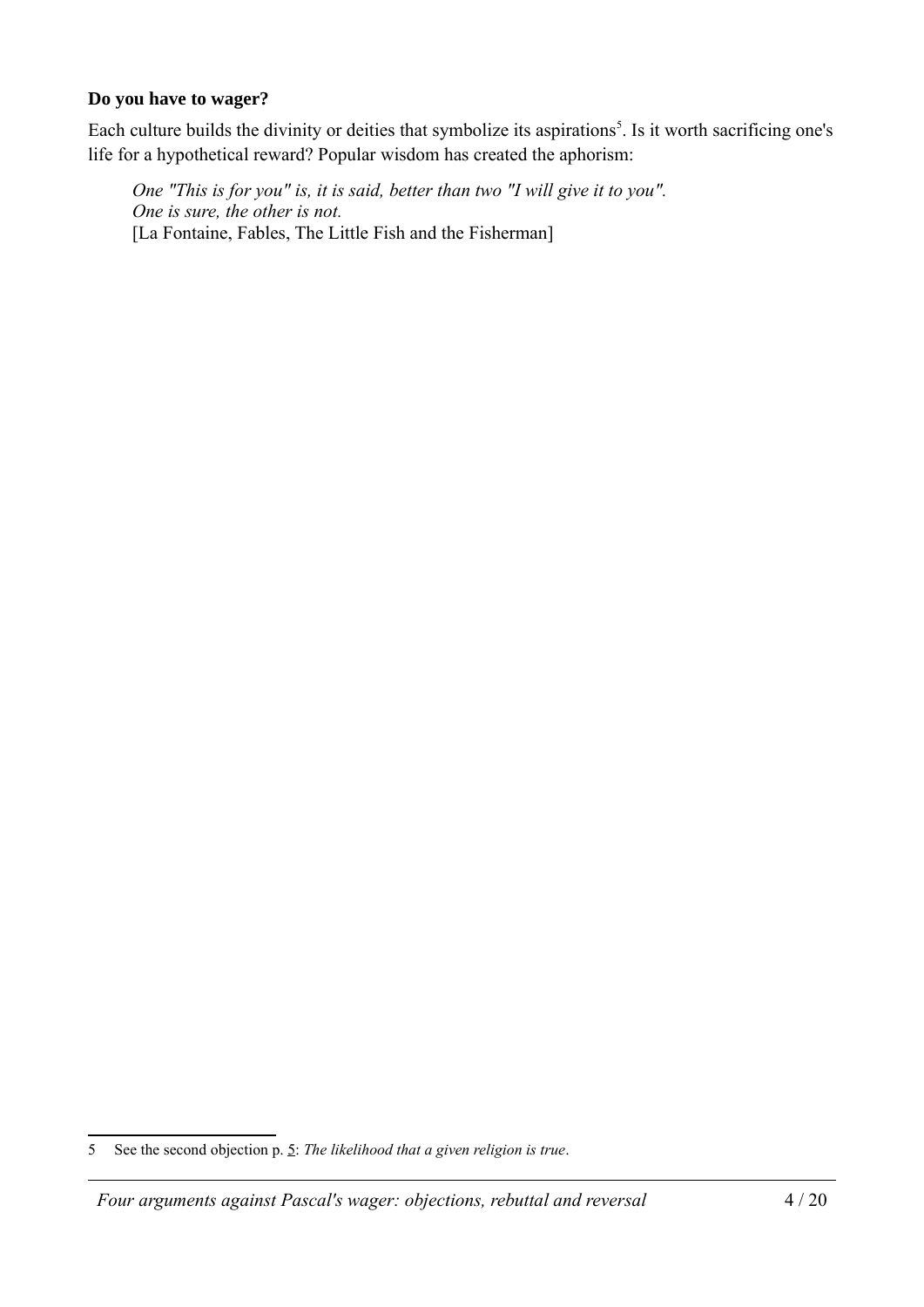**Do you have to wager?**

Each culture builds the divinity or deities that symbolize its aspirations[5]. Is it worth sacrificing one's life for a hypothetical reward? Popular wisdom has created the aphorism:

> *One "This is for you" is, it is said, better than two "I will give it to you".*
> *One is sure, the other is not.*
> [La Fontaine, Fables, The Little Fish and the Fisherman]

---

5 See the second objection p. 5: *The likelihood that a given religion is true*.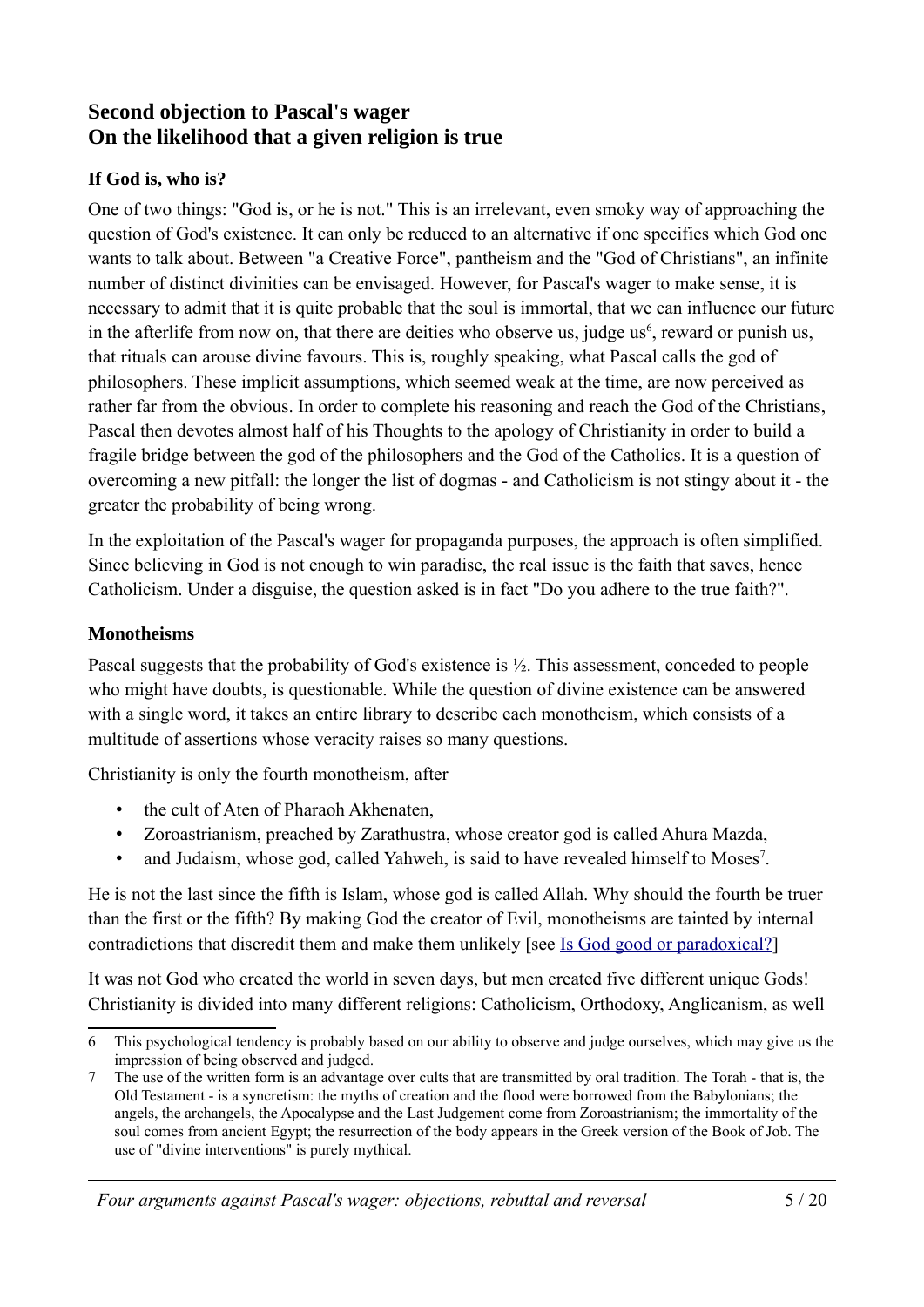## Second objection to Pascal's wager
## On the likelihood that a given religion is true

### If God is, who is?

One of two things: "God is, or he is not." This is an irrelevant, even smoky way of approaching the question of God's existence. It can only be reduced to an alternative if one specifies which God one wants to talk about. Between "a Creative Force", pantheism and the "God of Christians", an infinite number of distinct divinities can be envisaged. However, for Pascal's wager to make sense, it is necessary to admit that it is quite probable that the soul is immortal, that we can influence our future in the afterlife from now on, that there are deities who observe us, judge us[6], reward or punish us, that rituals can arouse divine favours. This is, roughly speaking, what Pascal calls the god of philosophers. These implicit assumptions, which seemed weak at the time, are now perceived as rather far from the obvious. In order to complete his reasoning and reach the God of the Christians, Pascal then devotes almost half of his Thoughts to the apology of Christianity in order to build a fragile bridge between the god of the philosophers and the God of the Catholics. It is a question of overcoming a new pitfall: the longer the list of dogmas - and Catholicism is not stingy about it - the greater the probability of being wrong.

In the exploitation of the Pascal's wager for propaganda purposes, the approach is often simplified. Since believing in God is not enough to win paradise, the real issue is the faith that saves, hence Catholicism. Under a disguise, the question asked is in fact "Do you adhere to the true faith?".

### Monotheisms

Pascal suggests that the probability of God's existence is ½. This assessment, conceded to people who might have doubts, is questionable. While the question of divine existence can be answered with a single word, it takes an entire library to describe each monotheism, which consists of a multitude of assertions whose veracity raises so many questions.

Christianity is only the fourth monotheism, after

- the cult of Aten of Pharaoh Akhenaten,
- Zoroastrianism, preached by Zarathustra, whose creator god is called Ahura Mazda,
- and Judaism, whose god, called Yahweh, is said to have revealed himself to Moses[7].

He is not the last since the fifth is Islam, whose god is called Allah. Why should the fourth be truer than the first or the fifth? By making God the creator of Evil, monotheisms are tainted by internal contradictions that discredit them and make them unlikely [see Is God good or paradoxical?]

It was not God who created the world in seven days, but men created five different unique Gods! Christianity is divided into many different religions: Catholicism, Orthodoxy, Anglicanism, as well

---

6 This psychological tendency is probably based on our ability to observe and judge ourselves, which may give us the impression of being observed and judged.

7 The use of the written form is an advantage over cults that are transmitted by oral tradition. The Torah - that is, the Old Testament - is a syncretism: the myths of creation and the flood were borrowed from the Babylonians; the angels, the archangels, the Apocalypse and the Last Judgement come from Zoroastrianism; the immortality of the soul comes from ancient Egypt; the resurrection of the body appears in the Greek version of the Book of Job. The use of "divine interventions" is purely mythical.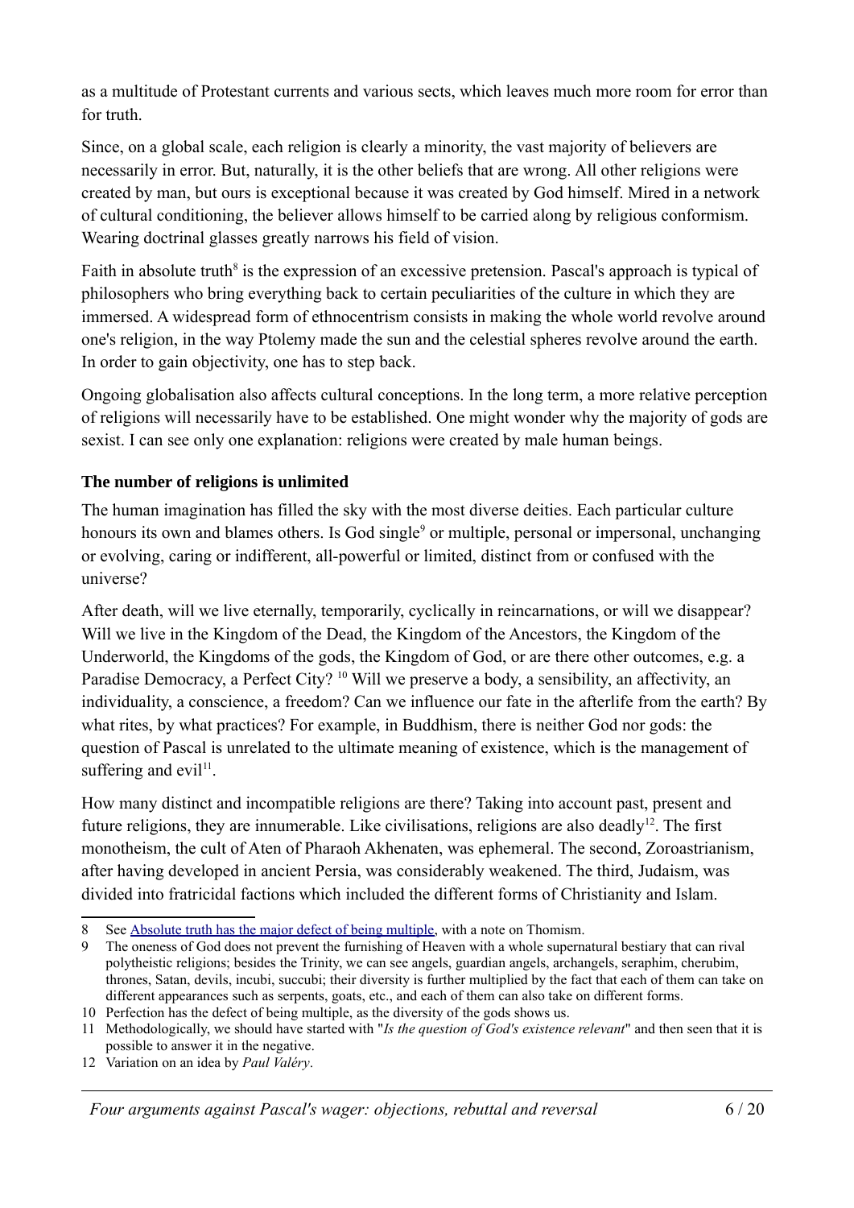as a multitude of Protestant currents and various sects, which leaves much more room for error than for truth.

Since, on a global scale, each religion is clearly a minority, the vast majority of believers are necessarily in error. But, naturally, it is the other beliefs that are wrong. All other religions were created by man, but ours is exceptional because it was created by God himself. Mired in a network of cultural conditioning, the believer allows himself to be carried along by religious conformism. Wearing doctrinal glasses greatly narrows his field of vision.

Faith in absolute truth[8] is the expression of an excessive pretension. Pascal's approach is typical of philosophers who bring everything back to certain peculiarities of the culture in which they are immersed. A widespread form of ethnocentrism consists in making the whole world revolve around one's religion, in the way Ptolemy made the sun and the celestial spheres revolve around the earth. In order to gain objectivity, one has to step back.

Ongoing globalisation also affects cultural conceptions. In the long term, a more relative perception of religions will necessarily have to be established. One might wonder why the majority of gods are sexist. I can see only one explanation: religions were created by male human beings.

**The number of religions is unlimited**

The human imagination has filled the sky with the most diverse deities. Each particular culture honours its own and blames others. Is God single[9] or multiple, personal or impersonal, unchanging or evolving, caring or indifferent, all-powerful or limited, distinct from or confused with the universe?

After death, will we live eternally, temporarily, cyclically in reincarnations, or will we disappear? Will we live in the Kingdom of the Dead, the Kingdom of the Ancestors, the Kingdom of the Underworld, the Kingdoms of the gods, the Kingdom of God, or are there other outcomes, e.g. a Paradise Democracy, a Perfect City? [10] Will we preserve a body, a sensibility, an affectivity, an individuality, a conscience, a freedom? Can we influence our fate in the afterlife from the earth? By what rites, by what practices? For example, in Buddhism, there is neither God nor gods: the question of Pascal is unrelated to the ultimate meaning of existence, which is the management of suffering and evil[11].

How many distinct and incompatible religions are there? Taking into account past, present and future religions, they are innumerable. Like civilisations, religions are also deadly[12]. The first monotheism, the cult of Aten of Pharaoh Akhenaten, was ephemeral. The second, Zoroastrianism, after having developed in ancient Persia, was considerably weakened. The third, Judaism, was divided into fratricidal factions which included the different forms of Christianity and Islam.

---

8 See Absolute truth has the major defect of being multiple, with a note on Thomism.

9 The oneness of God does not prevent the furnishing of Heaven with a whole supernatural bestiary that can rival polytheistic religions; besides the Trinity, we can see angels, guardian angels, archangels, seraphim, cherubim, thrones, Satan, devils, incubi, succubi; their diversity is further multiplied by the fact that each of them can take on different appearances such as serpents, goats, etc., and each of them can also take on different forms.

10 Perfection has the defect of being multiple, as the diversity of the gods shows us.

11 Methodologically, we should have started with "*Is the question of God's existence relevant*" and then seen that it is possible to answer it in the negative.

12 Variation on an idea by *Paul Valéry*.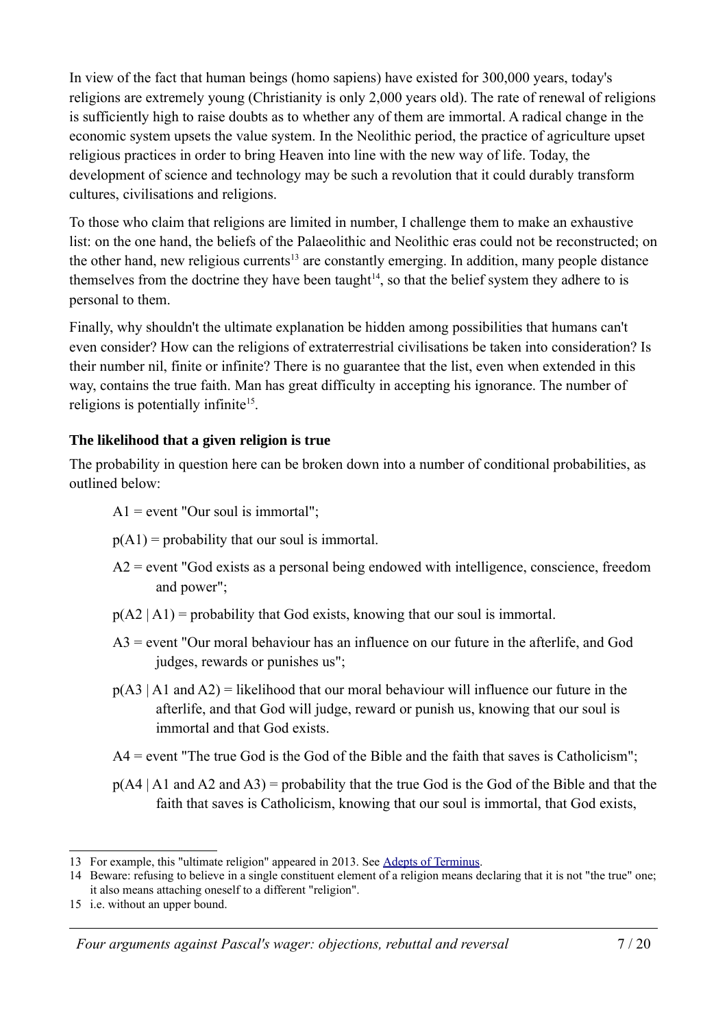In view of the fact that human beings (homo sapiens) have existed for 300,000 years, today's religions are extremely young (Christianity is only 2,000 years old). The rate of renewal of religions is sufficiently high to raise doubts as to whether any of them are immortal. A radical change in the economic system upsets the value system. In the Neolithic period, the practice of agriculture upset religious practices in order to bring Heaven into line with the new way of life. Today, the development of science and technology may be such a revolution that it could durably transform cultures, civilisations and religions.

To those who claim that religions are limited in number, I challenge them to make an exhaustive list: on the one hand, the beliefs of the Palaeolithic and Neolithic eras could not be reconstructed; on the other hand, new religious currents[13] are constantly emerging. In addition, many people distance themselves from the doctrine they have been taught[14], so that the belief system they adhere to is personal to them.

Finally, why shouldn't the ultimate explanation be hidden among possibilities that humans can't even consider? How can the religions of extraterrestrial civilisations be taken into consideration? Is their number nil, finite or infinite? There is no guarantee that the list, even when extended in this way, contains the true faith. Man has great difficulty in accepting his ignorance. The number of religions is potentially infinite[15].

**The likelihood that a given religion is true**

The probability in question here can be broken down into a number of conditional probabilities, as outlined below:

> $A1$ = event "Our soul is immortal";
>
> $p(A1)$ = probability that our soul is immortal.
>
> $A2$ = event "God exists as a personal being endowed with intelligence, conscience, freedom and power";
>
> $p(A2 \mid A1)$ = probability that God exists, knowing that our soul is immortal.
>
> $A3$ = event "Our moral behaviour has an influence on our future in the afterlife, and God judges, rewards or punishes us";
>
> $p(A3 \mid A1 \text{ and } A2)$ = likelihood that our moral behaviour will influence our future in the afterlife, and that God will judge, reward or punish us, knowing that our soul is immortal and that God exists.
>
> $A4$ = event "The true God is the God of the Bible and the faith that saves is Catholicism";
>
> $p(A4 \mid A1 \text{ and } A2 \text{ and } A3)$ = probability that the true God is the God of the Bible and that the faith that saves is Catholicism, knowing that our soul is immortal, that God exists,

---

13 For example, this "ultimate religion" appeared in 2013. See Adepts of Terminus.

14 Beware: refusing to believe in a single constituent element of a religion means declaring that it is not "the true" one; it also means attaching oneself to a different "religion".

15 i.e. without an upper bound.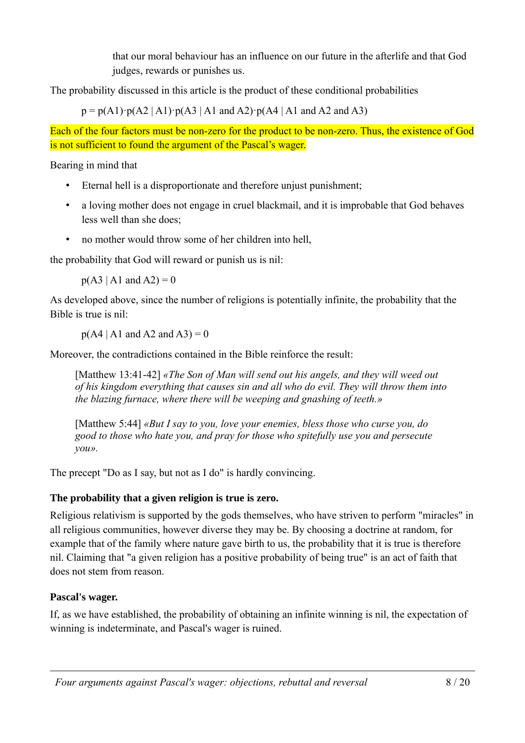that our moral behaviour has an influence on our future in the afterlife and that God judges, rewards or punishes us.

The probability discussed in this article is the product of these conditional probabilities

$$p = p(A1) \cdot p(A2 \mid A1) \cdot p(A3 \mid A1 \text{ and } A2) \cdot p(A4 \mid A1 \text{ and } A2 \text{ and } A3)$$

Each of the four factors must be non-zero for the product to be non-zero. Thus, the existence of God is not sufficient to found the argument of the Pascal's wager.

Bearing in mind that

- Eternal hell is a disproportionate and therefore unjust punishment;
- a loving mother does not engage in cruel blackmail, and it is improbable that God behaves less well than she does;
- no mother would throw some of her children into hell,

the probability that God will reward or punish us is nil:

$$p(A3 \mid A1 \text{ and } A2) = 0$$

As developed above, since the number of religions is potentially infinite, the probability that the Bible is true is nil:

$$p(A4 \mid A1 \text{ and } A2 \text{ and } A3) = 0$$

Moreover, the contradictions contained in the Bible reinforce the result:

> [Matthew 13:41-42] *«The Son of Man will send out his angels, and they will weed out of his kingdom everything that causes sin and all who do evil. They will throw them into the blazing furnace, where there will be weeping and gnashing of teeth.»*

> [Matthew 5:44] *«But I say to you, love your enemies, bless those who curse you, do good to those who hate you, and pray for those who spitefully use you and persecute you».*

The precept "Do as I say, but not as I do" is hardly convincing.

**The probability that a given religion is true is zero.**

Religious relativism is supported by the gods themselves, who have striven to perform "miracles" in all religious communities, however diverse they may be. By choosing a doctrine at random, for example that of the family where nature gave birth to us, the probability that it is true is therefore nil. Claiming that "a given religion has a positive probability of being true" is an act of faith that does not stem from reason.

**Pascal's wager.**

If, as we have established, the probability of obtaining an infinite winning is nil, the expectation of winning is indeterminate, and Pascal's wager is ruined.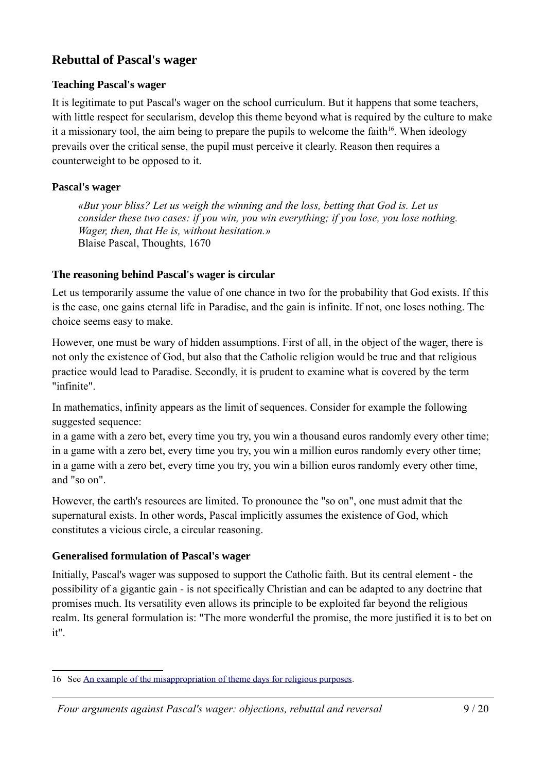## Rebuttal of Pascal's wager

### Teaching Pascal's wager

It is legitimate to put Pascal's wager on the school curriculum. But it happens that some teachers, with little respect for secularism, develop this theme beyond what is required by the culture to make it a missionary tool, the aim being to prepare the pupils to welcome the faith[16]. When ideology prevails over the critical sense, the pupil must perceive it clearly. Reason then requires a counterweight to be opposed to it.

### Pascal's wager

> *«But your bliss? Let us weigh the winning and the loss, betting that God is. Let us consider these two cases: if you win, you win everything; if you lose, you lose nothing. Wager, then, that He is, without hesitation.»*
> Blaise Pascal, Thoughts, 1670

### The reasoning behind Pascal's wager is circular

Let us temporarily assume the value of one chance in two for the probability that God exists. If this is the case, one gains eternal life in Paradise, and the gain is infinite. If not, one loses nothing. The choice seems easy to make.

However, one must be wary of hidden assumptions. First of all, in the object of the wager, there is not only the existence of God, but also that the Catholic religion would be true and that religious practice would lead to Paradise. Secondly, it is prudent to examine what is covered by the term "infinite".

In mathematics, infinity appears as the limit of sequences. Consider for example the following suggested sequence:
in a game with a zero bet, every time you try, you win a thousand euros randomly every other time;
in a game with a zero bet, every time you try, you win a million euros randomly every other time;
in a game with a zero bet, every time you try, you win a billion euros randomly every other time, and "so on".

However, the earth's resources are limited. To pronounce the "so on", one must admit that the supernatural exists. In other words, Pascal implicitly assumes the existence of God, which constitutes a vicious circle, a circular reasoning.

### Generalised formulation of Pascal's wager

Initially, Pascal's wager was supposed to support the Catholic faith. But its central element - the possibility of a gigantic gain - is not specifically Christian and can be adapted to any doctrine that promises much. Its versatility even allows its principle to be exploited far beyond the religious realm. Its general formulation is: "The more wonderful the promise, the more justified it is to bet on it".

---

16 See An example of the misappropriation of theme days for religious purposes.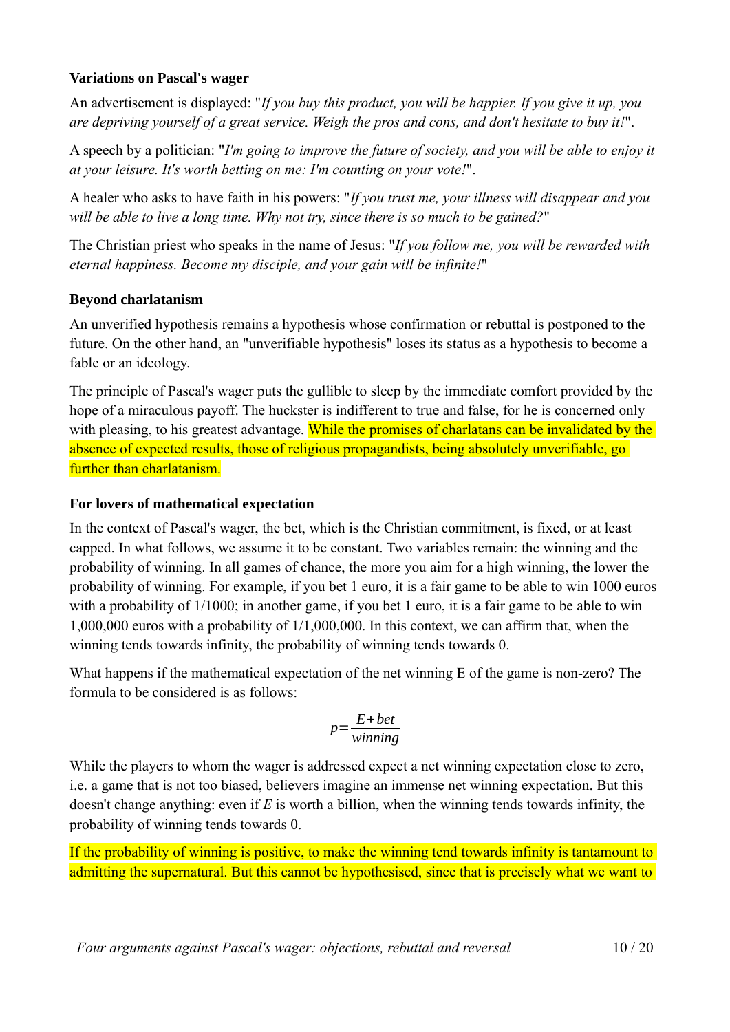**Variations on Pascal's wager**

An advertisement is displayed: "*If you buy this product, you will be happier. If you give it up, you are depriving yourself of a great service. Weigh the pros and cons, and don't hesitate to buy it!*".

A speech by a politician: "*I'm going to improve the future of society, and you will be able to enjoy it at your leisure. It's worth betting on me: I'm counting on your vote!*".

A healer who asks to have faith in his powers: "*If you trust me, your illness will disappear and you will be able to live a long time. Why not try, since there is so much to be gained?*"

The Christian priest who speaks in the name of Jesus: "*If you follow me, you will be rewarded with eternal happiness. Become my disciple, and your gain will be infinite!*"

**Beyond charlatanism**

An unverified hypothesis remains a hypothesis whose confirmation or rebuttal is postponed to the future. On the other hand, an "unverifiable hypothesis" loses its status as a hypothesis to become a fable or an ideology.

The principle of Pascal's wager puts the gullible to sleep by the immediate comfort provided by the hope of a miraculous payoff. The huckster is indifferent to true and false, for he is concerned only with pleasing, to his greatest advantage. While the promises of charlatans can be invalidated by the absence of expected results, those of religious propagandists, being absolutely unverifiable, go further than charlatanism.

**For lovers of mathematical expectation**

In the context of Pascal's wager, the bet, which is the Christian commitment, is fixed, or at least capped. In what follows, we assume it to be constant. Two variables remain: the winning and the probability of winning. In all games of chance, the more you aim for a high winning, the lower the probability of winning. For example, if you bet 1 euro, it is a fair game to be able to win 1000 euros with a probability of 1/1000; in another game, if you bet 1 euro, it is a fair game to be able to win 1,000,000 euros with a probability of 1/1,000,000. In this context, we can affirm that, when the winning tends towards infinity, the probability of winning tends towards 0.

What happens if the mathematical expectation of the net winning E of the game is non-zero? The formula to be considered is as follows:

$$p = \frac{E + bet}{winning}$$

While the players to whom the wager is addressed expect a net winning expectation close to zero, i.e. a game that is not too biased, believers imagine an immense net winning expectation. But this doesn't change anything: even if $E$ is worth a billion, when the winning tends towards infinity, the probability of winning tends towards 0.

If the probability of winning is positive, to make the winning tend towards infinity is tantamount to admitting the supernatural. But this cannot be hypothesised, since that is precisely what we want to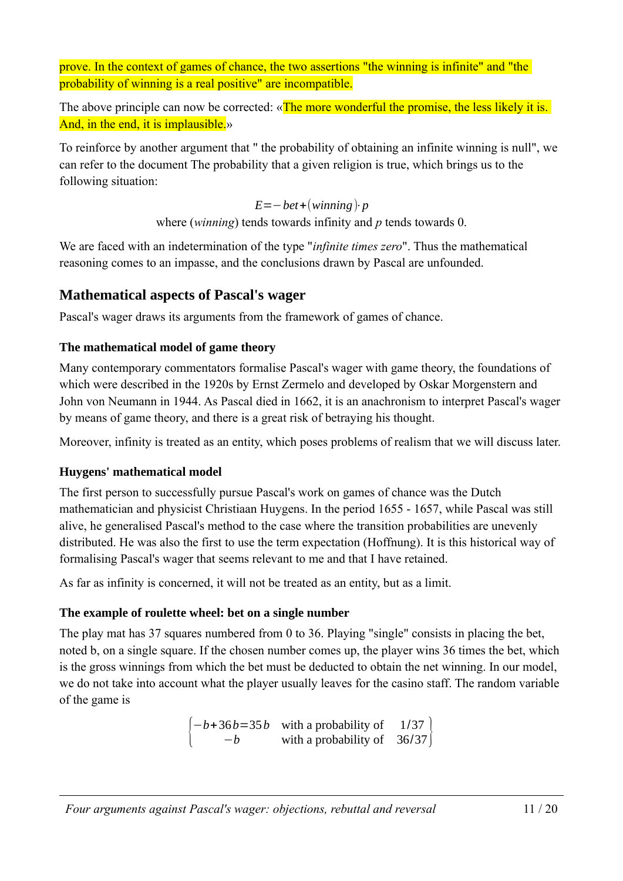prove. In the context of games of chance, the two assertions "the winning is infinite" and "the probability of winning is a real positive" are incompatible.

The above principle can now be corrected: «The more wonderful the promise, the less likely it is. And, in the end, it is implausible.»

To reinforce by another argument that " the probability of obtaining an infinite winning is null", we can refer to the document The probability that a given religion is true, which brings us to the following situation:

$$E = -bet + (winning) \cdot p$$

where (*winning*) tends towards infinity and $p$ tends towards 0.

We are faced with an indetermination of the type "*infinite times zero*". Thus the mathematical reasoning comes to an impasse, and the conclusions drawn by Pascal are unfounded.

## Mathematical aspects of Pascal's wager

Pascal's wager draws its arguments from the framework of games of chance.

### The mathematical model of game theory

Many contemporary commentators formalise Pascal's wager with game theory, the foundations of which were described in the 1920s by Ernst Zermelo and developed by Oskar Morgenstern and John von Neumann in 1944. As Pascal died in 1662, it is an anachronism to interpret Pascal's wager by means of game theory, and there is a great risk of betraying his thought.

Moreover, infinity is treated as an entity, which poses problems of realism that we will discuss later.

### Huygens' mathematical model

The first person to successfully pursue Pascal's work on games of chance was the Dutch mathematician and physicist Christiaan Huygens. In the period 1655 - 1657, while Pascal was still alive, he generalised Pascal's method to the case where the transition probabilities are unevenly distributed. He was also the first to use the term expectation (Hoffnung). It is this historical way of formalising Pascal's wager that seems relevant to me and that I have retained.

As far as infinity is concerned, it will not be treated as an entity, but as a limit.

### The example of roulette wheel: bet on a single number

The play mat has 37 squares numbered from 0 to 36. Playing "single" consists in placing the bet, noted b, on a single square. If the chosen number comes up, the player wins 36 times the bet, which is the gross winnings from which the bet must be deducted to obtain the net winning. In our model, we do not take into account what the player usually leaves for the casino staff. The random variable of the game is

$$\left\{ \begin{array}{lll} -b+36b=35b & \text{with a probability of} & 1/37 \\ -b & \text{with a probability of} & 36/37 \end{array} \right\}$$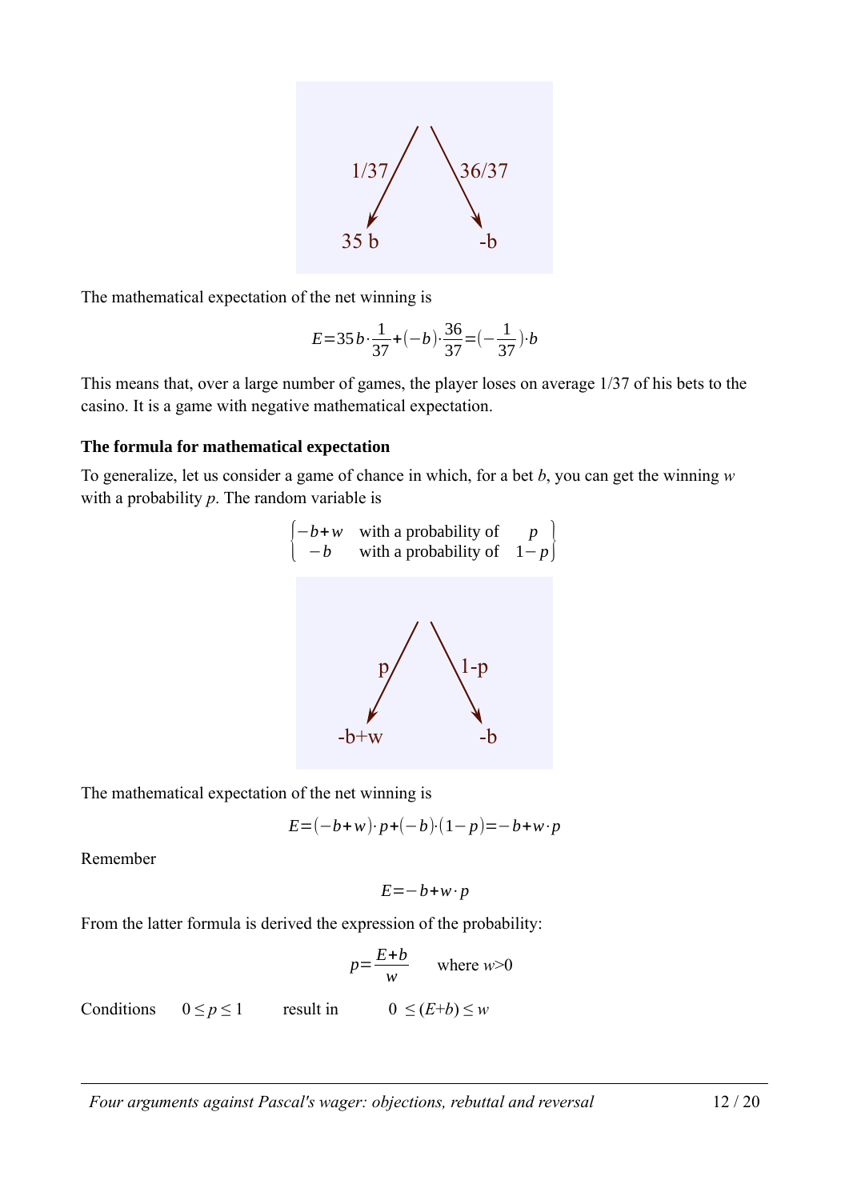The mathematical expectation of the net winning is

$$E=35\,b\cdot\frac{1}{37}+(-b)\cdot\frac{36}{37}=(-\frac{1}{37})\cdot b$$

This means that, over a large number of games, the player loses on average 1/37 of his bets to the casino. It is a game with negative mathematical expectation.

**The formula for mathematical expectation**

To generalize, let us consider a game of chance in which, for a bet *b*, you can get the winning *w* with a probability *p*. The random variable is

$$\begin{Bmatrix} -b+w & \text{with a probability of} & p \\ -b & \text{with a probability of} & 1-p \end{Bmatrix}$$

The mathematical expectation of the net winning is

$$E=(-b+w)\cdot p+(-b)\cdot(1-p)=-b+w\cdot p$$

Remember

$$E=-b+w\cdot p$$

From the latter formula is derived the expression of the probability:

$$p=\frac{E+b}{w} \qquad \text{where } w>0$$

Conditions $\quad 0\leq p\leq 1 \quad$ result in $\quad 0\leq(E+b)\leq w$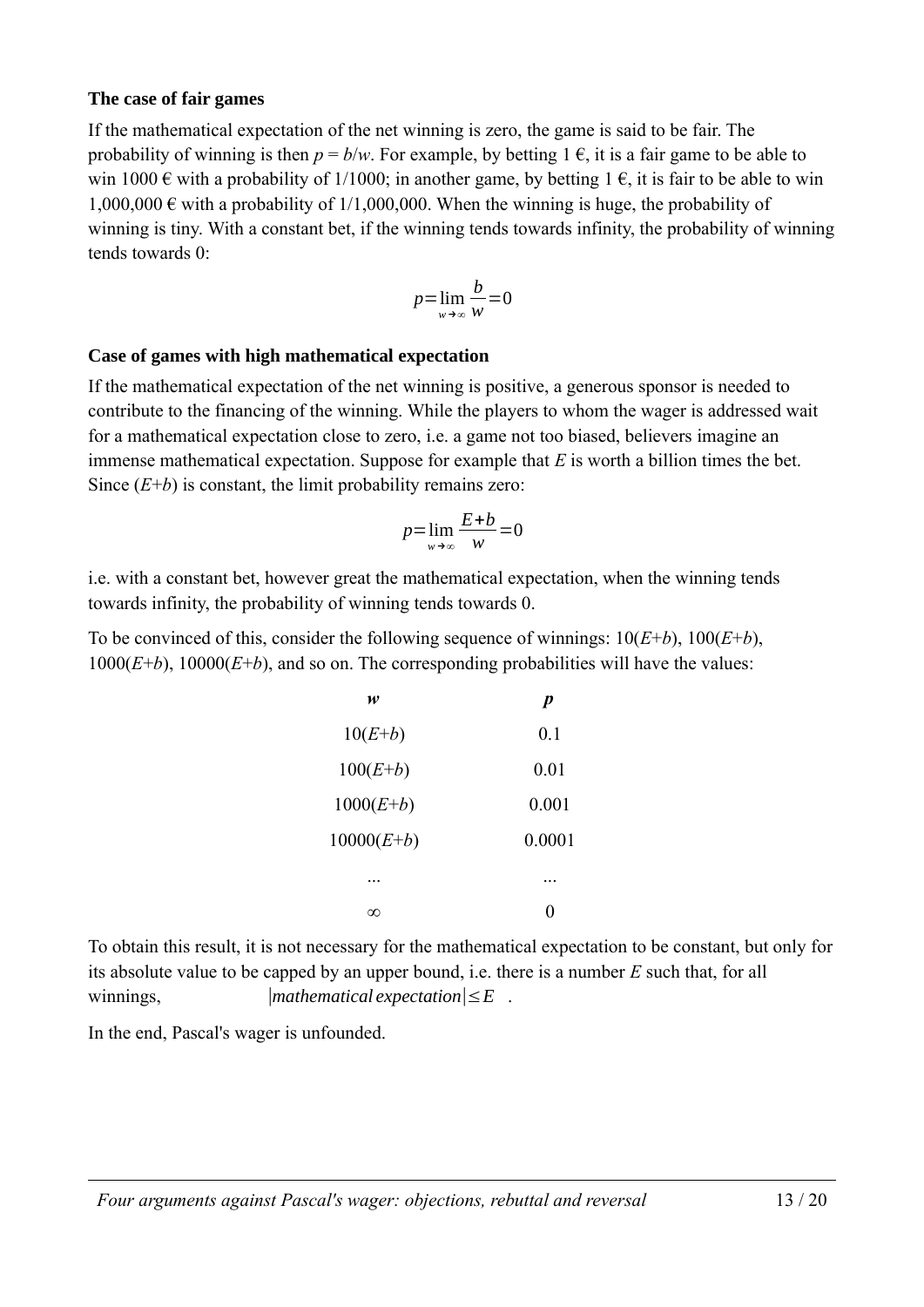**The case of fair games**

If the mathematical expectation of the net winning is zero, the game is said to be fair. The probability of winning is then $p = b/w$. For example, by betting 1 €, it is a fair game to be able to win 1000 € with a probability of 1/1000; in another game, by betting 1 €, it is fair to be able to win 1,000,000 € with a probability of 1/1,000,000. When the winning is huge, the probability of winning is tiny. With a constant bet, if the winning tends towards infinity, the probability of winning tends towards 0:

$$p = \lim_{w \to \infty} \frac{b}{w} = 0$$

**Case of games with high mathematical expectation**

If the mathematical expectation of the net winning is positive, a generous sponsor is needed to contribute to the financing of the winning. While the players to whom the wager is addressed wait for a mathematical expectation close to zero, i.e. a game not too biased, believers imagine an immense mathematical expectation. Suppose for example that $E$ is worth a billion times the bet. Since $(E+b)$ is constant, the limit probability remains zero:

$$p = \lim_{w \to \infty} \frac{E+b}{w} = 0$$

i.e. with a constant bet, however great the mathematical expectation, when the winning tends towards infinity, the probability of winning tends towards 0.

To be convinced of this, consider the following sequence of winnings: $10(E+b)$, $100(E+b)$, $1000(E+b)$, $10000(E+b)$, and so on. The corresponding probabilities will have the values:

| $w$ | $p$ |
|---|---|
| $10(E+b)$ | 0.1 |
| $100(E+b)$ | 0.01 |
| $1000(E+b)$ | 0.001 |
| $10000(E+b)$ | 0.0001 |
| ... | ... |
| $\infty$ | 0 |

To obtain this result, it is not necessary for the mathematical expectation to be constant, but only for its absolute value to be capped by an upper bound, i.e. there is a number $E$ such that, for all winnings, $|mathematical\ expectation| \leq E$.

In the end, Pascal's wager is unfounded.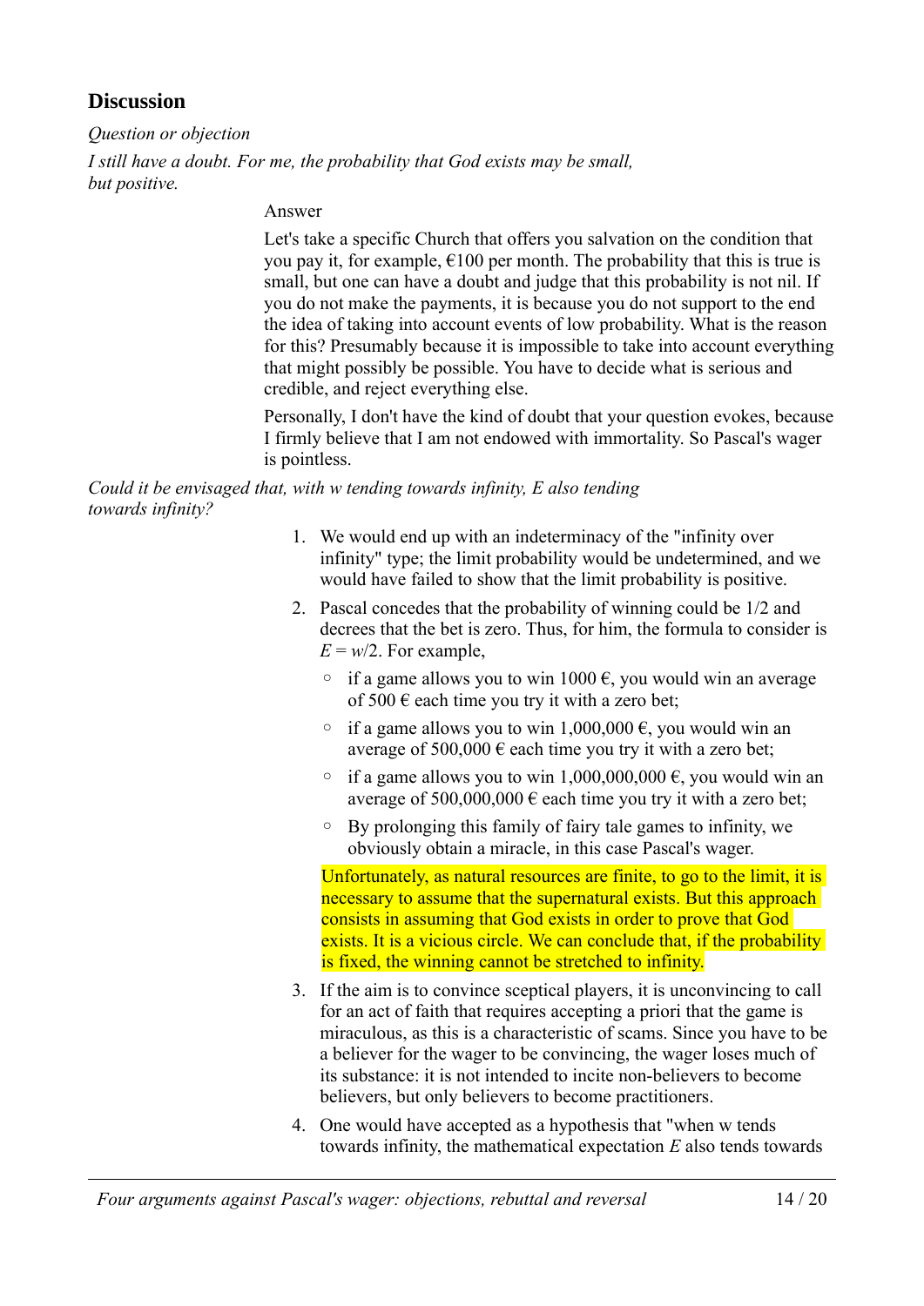## Discussion

*Question or objection*

*I still have a doubt. For me, the probability that God exists may be small, but positive.*

Answer

Let's take a specific Church that offers you salvation on the condition that you pay it, for example, €100 per month. The probability that this is true is small, but one can have a doubt and judge that this probability is not nil. If you do not make the payments, it is because you do not support to the end the idea of taking into account events of low probability. What is the reason for this? Presumably because it is impossible to take into account everything that might possibly be possible. You have to decide what is serious and credible, and reject everything else.

Personally, I don't have the kind of doubt that your question evokes, because I firmly believe that I am not endowed with immortality. So Pascal's wager is pointless.

*Could it be envisaged that, with w tending towards infinity, E also tending towards infinity?*

1. We would end up with an indeterminacy of the "infinity over infinity" type; the limit probability would be undetermined, and we would have failed to show that the limit probability is positive.
2. Pascal concedes that the probability of winning could be 1/2 and decrees that the bet is zero. Thus, for him, the formula to consider is $E = w/2$. For example,
   - if a game allows you to win 1000 €, you would win an average of 500 € each time you try it with a zero bet;
   - if a game allows you to win 1,000,000 €, you would win an average of 500,000 € each time you try it with a zero bet;
   - if a game allows you to win 1,000,000,000 €, you would win an average of 500,000,000 € each time you try it with a zero bet;
   - By prolonging this family of fairy tale games to infinity, we obviously obtain a miracle, in this case Pascal's wager.

   Unfortunately, as natural resources are finite, to go to the limit, it is necessary to assume that the supernatural exists. But this approach consists in assuming that God exists in order to prove that God exists. It is a vicious circle. We can conclude that, if the probability is fixed, the winning cannot be stretched to infinity.
3. If the aim is to convince sceptical players, it is unconvincing to call for an act of faith that requires accepting a priori that the game is miraculous, as this is a characteristic of scams. Since you have to be a believer for the wager to be convincing, the wager loses much of its substance: it is not intended to incite non-believers to become believers, but only believers to become practitioners.
4. One would have accepted as a hypothesis that "when w tends towards infinity, the mathematical expectation $E$ also tends towards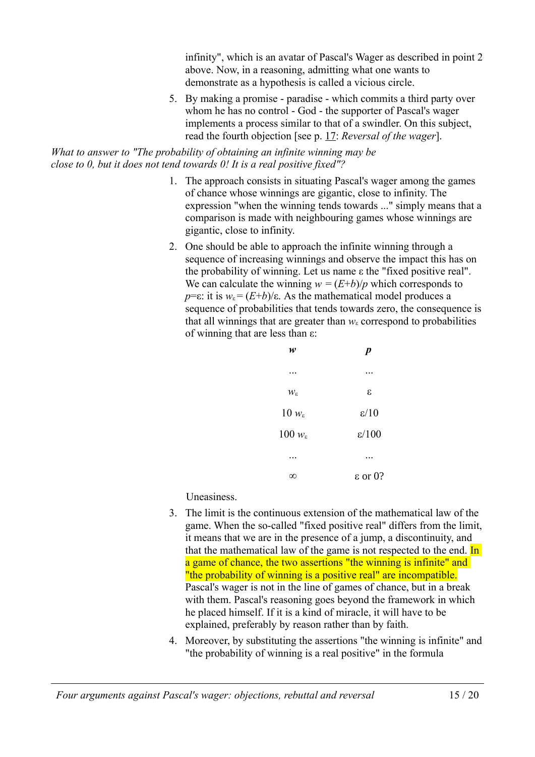infinity", which is an avatar of Pascal's Wager as described in point 2 above. Now, in a reasoning, admitting what one wants to demonstrate as a hypothesis is called a vicious circle.

5. By making a promise - paradise - which commits a third party over whom he has no control - God - the supporter of Pascal's wager implements a process similar to that of a swindler. On this subject, read the fourth objection [see p. 17: *Reversal of the wager*].

*What to answer to "The probability of obtaining an infinite winning may be close to 0, but it does not tend towards 0! It is a real positive fixed"?*

1. The approach consists in situating Pascal's wager among the games of chance whose winnings are gigantic, close to infinity. The expression "when the winning tends towards ..." simply means that a comparison is made with neighbouring games whose winnings are gigantic, close to infinity.

2. One should be able to approach the infinite winning through a sequence of increasing winnings and observe the impact this has on the probability of winning. Let us name ε the "fixed positive real". We can calculate the winning $w = (E+b)/p$ which corresponds to $p$=ε: it is $w_\varepsilon = (E+b)/\varepsilon$. As the mathematical model produces a sequence of probabilities that tends towards zero, the consequence is that all winnings that are greater than $w_\varepsilon$ correspond to probabilities of winning that are less than ε:

| ***w*** | ***p*** |
|---|---|
| ... | ... |
| $w_\varepsilon$ | ε |
| 10 $w_\varepsilon$ | ε/10 |
| 100 $w_\varepsilon$ | ε/100 |
| ... | ... |
| ∞ | ε or 0? |

   Uneasiness.

3. The limit is the continuous extension of the mathematical law of the game. When the so-called "fixed positive real" differs from the limit, it means that we are in the presence of a jump, a discontinuity, and that the mathematical law of the game is not respected to the end. In a game of chance, the two assertions "the winning is infinite" and "the probability of winning is a positive real" are incompatible. Pascal's wager is not in the line of games of chance, but in a break with them. Pascal's reasoning goes beyond the framework in which he placed himself. If it is a kind of miracle, it will have to be explained, preferably by reason rather than by faith.

4. Moreover, by substituting the assertions "the winning is infinite" and "the probability of winning is a real positive" in the formula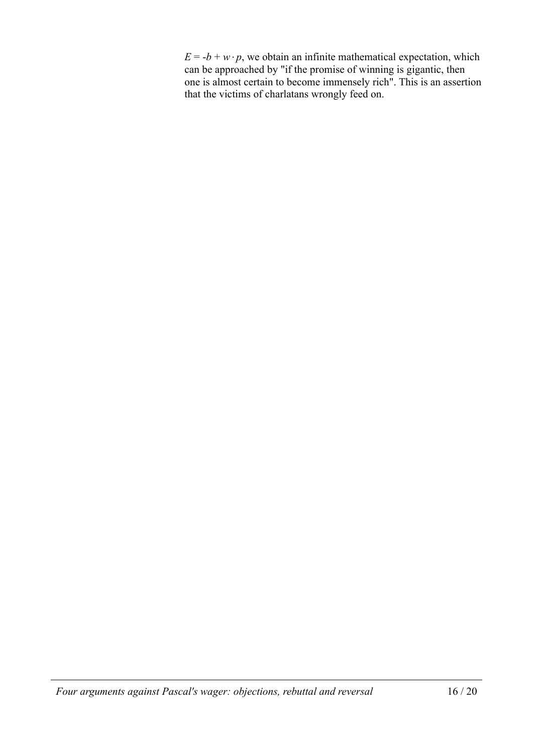$E = -b + w \cdot p$, we obtain an infinite mathematical expectation, which can be approached by "if the promise of winning is gigantic, then one is almost certain to become immensely rich". This is an assertion that the victims of charlatans wrongly feed on.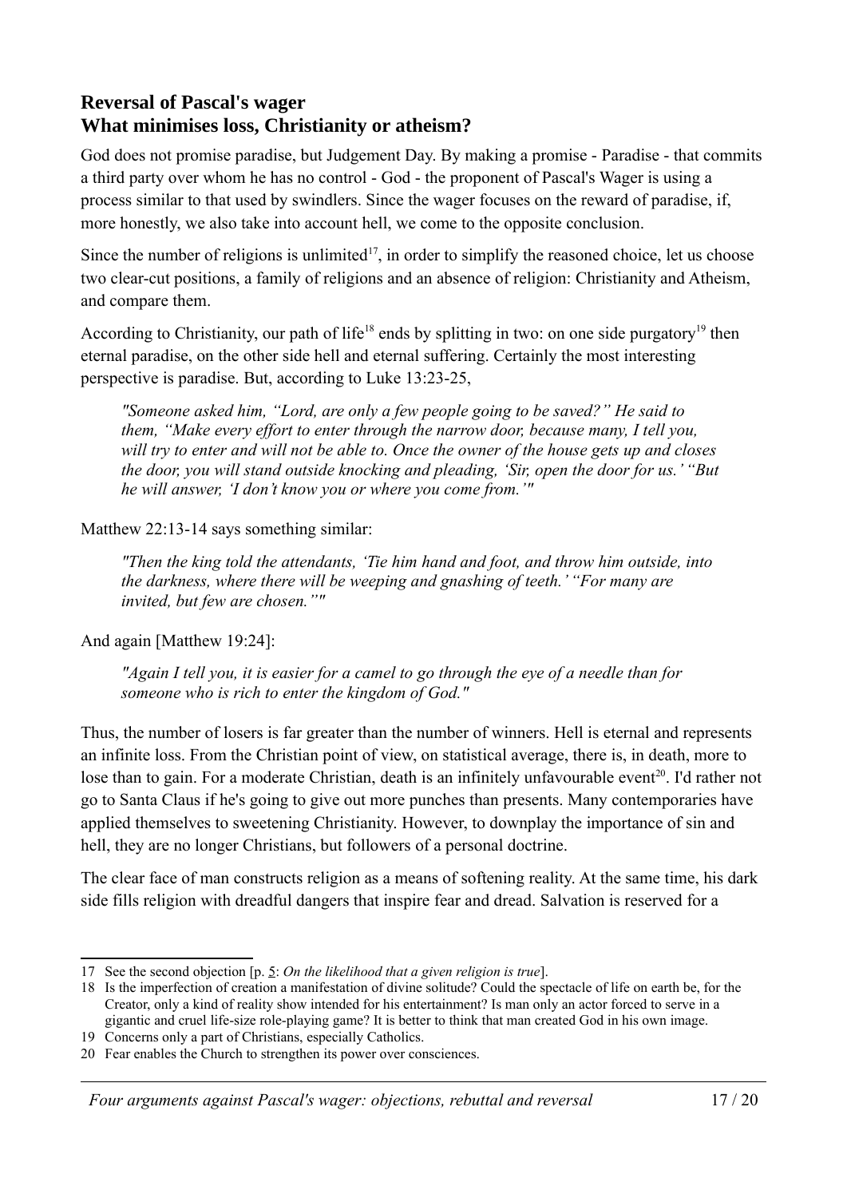## Reversal of Pascal's wager
## What minimises loss, Christianity or atheism?

God does not promise paradise, but Judgement Day. By making a promise - Paradise - that commits a third party over whom he has no control - God - the proponent of Pascal's Wager is using a process similar to that used by swindlers. Since the wager focuses on the reward of paradise, if, more honestly, we also take into account hell, we come to the opposite conclusion.

Since the number of religions is unlimited[17], in order to simplify the reasoned choice, let us choose two clear-cut positions, a family of religions and an absence of religion: Christianity and Atheism, and compare them.

According to Christianity, our path of life[18] ends by splitting in two: on one side purgatory[19] then eternal paradise, on the other side hell and eternal suffering. Certainly the most interesting perspective is paradise. But, according to Luke 13:23-25,

> *"Someone asked him, “Lord, are only a few people going to be saved?” He said to them, “Make every effort to enter through the narrow door, because many, I tell you, will try to enter and will not be able to. Once the owner of the house gets up and closes the door, you will stand outside knocking and pleading, ‘Sir, open the door for us.’ “But he will answer, ‘I don’t know you or where you come from.’"*

Matthew 22:13-14 says something similar:

> *"Then the king told the attendants, ‘Tie him hand and foot, and throw him outside, into the darkness, where there will be weeping and gnashing of teeth.’ “For many are invited, but few are chosen.”"*

And again [Matthew 19:24]:

> *"Again I tell you, it is easier for a camel to go through the eye of a needle than for someone who is rich to enter the kingdom of God."*

Thus, the number of losers is far greater than the number of winners. Hell is eternal and represents an infinite loss. From the Christian point of view, on statistical average, there is, in death, more to lose than to gain. For a moderate Christian, death is an infinitely unfavourable event[20]. I'd rather not go to Santa Claus if he's going to give out more punches than presents. Many contemporaries have applied themselves to sweetening Christianity. However, to downplay the importance of sin and hell, they are no longer Christians, but followers of a personal doctrine.

The clear face of man constructs religion as a means of softening reality. At the same time, his dark side fills religion with dreadful dangers that inspire fear and dread. Salvation is reserved for a

---

17 See the second objection [p. 5: *On the likelihood that a given religion is true*].

18 Is the imperfection of creation a manifestation of divine solitude? Could the spectacle of life on earth be, for the Creator, only a kind of reality show intended for his entertainment? Is man only an actor forced to serve in a gigantic and cruel life-size role-playing game? It is better to think that man created God in his own image.

19 Concerns only a part of Christians, especially Catholics.

20 Fear enables the Church to strengthen its power over consciences.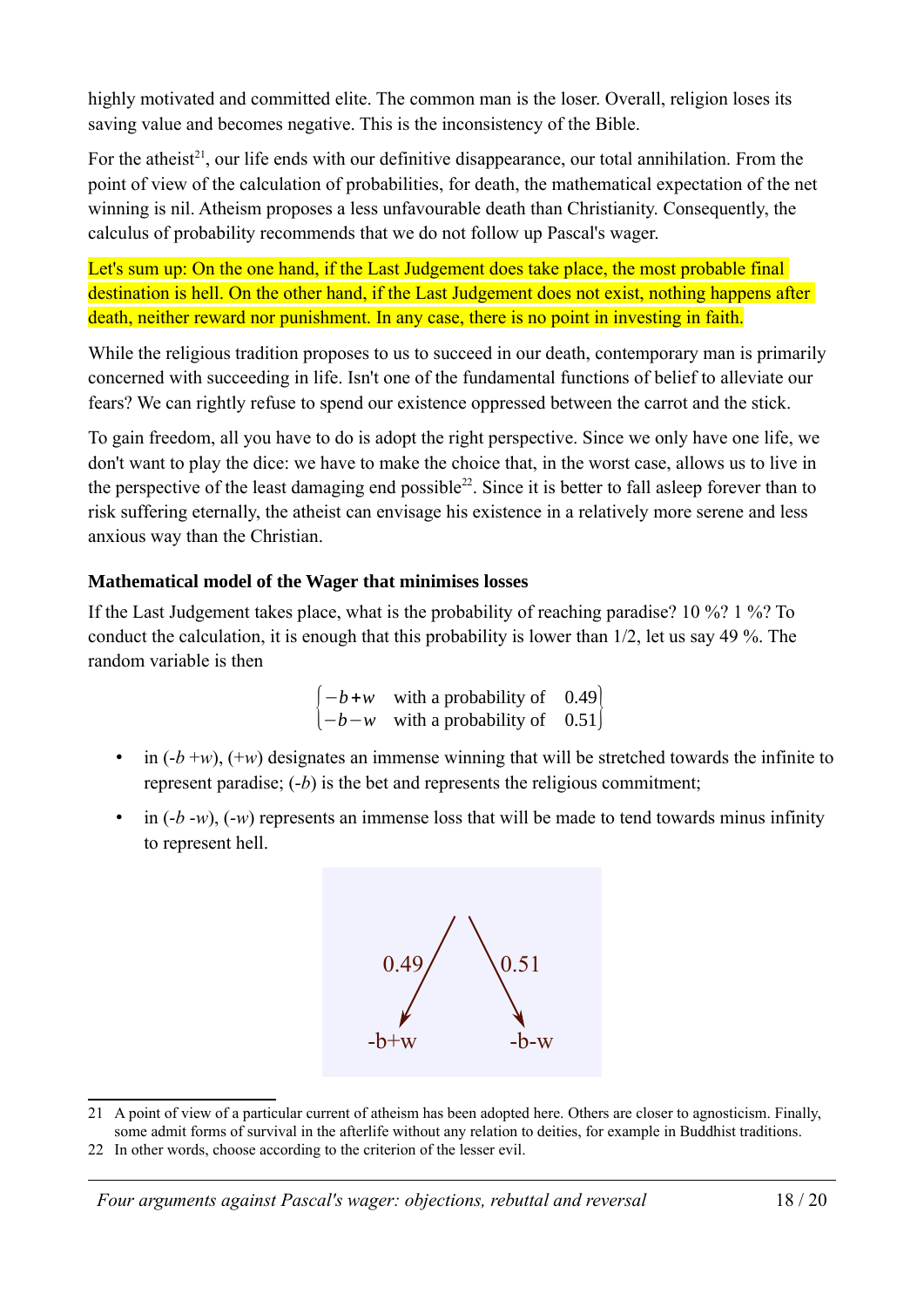highly motivated and committed elite. The common man is the loser. Overall, religion loses its saving value and becomes negative. This is the inconsistency of the Bible.

For the atheist[21], our life ends with our definitive disappearance, our total annihilation. From the point of view of the calculation of probabilities, for death, the mathematical expectation of the net winning is nil. Atheism proposes a less unfavourable death than Christianity. Consequently, the calculus of probability recommends that we do not follow up Pascal's wager.

Let's sum up: On the one hand, if the Last Judgement does take place, the most probable final destination is hell. On the other hand, if the Last Judgement does not exist, nothing happens after death, neither reward nor punishment. In any case, there is no point in investing in faith.

While the religious tradition proposes to us to succeed in our death, contemporary man is primarily concerned with succeeding in life. Isn't one of the fundamental functions of belief to alleviate our fears? We can rightly refuse to spend our existence oppressed between the carrot and the stick.

To gain freedom, all you have to do is adopt the right perspective. Since we only have one life, we don't want to play the dice: we have to make the choice that, in the worst case, allows us to live in the perspective of the least damaging end possible[22]. Since it is better to fall asleep forever than to risk suffering eternally, the atheist can envisage his existence in a relatively more serene and less anxious way than the Christian.

### Mathematical model of the Wager that minimises losses

If the Last Judgement takes place, what is the probability of reaching paradise? 10 %? 1 %? To conduct the calculation, it is enough that this probability is lower than 1/2, let us say 49 %. The random variable is then

$$\begin{Bmatrix} -b+w & \text{with a probability of} & 0.49 \\ -b-w & \text{with a probability of} & 0.51 \end{Bmatrix}$$

- in ($-b+w$), ($+w$) designates an immense winning that will be stretched towards the infinite to represent paradise; ($-b$) is the bet and represents the religious commitment;
- in ($-b-w$), ($-w$) represents an immense loss that will be made to tend towards minus infinity to represent hell.

0.49 → -b+w
0.51 → -b-w

21 A point of view of a particular current of atheism has been adopted here. Others are closer to agnosticism. Finally, some admit forms of survival in the afterlife without any relation to deities, for example in Buddhist traditions.

22 In other words, choose according to the criterion of the lesser evil.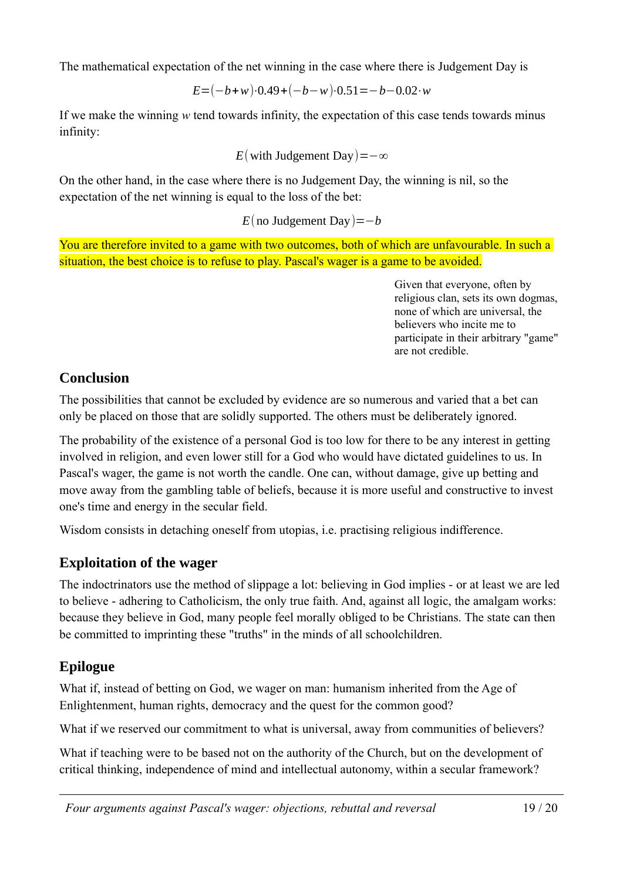The mathematical expectation of the net winning in the case where there is Judgement Day is

$$E = (-b+w)\cdot 0.49 + (-b-w)\cdot 0.51 = -b - 0.02\cdot w$$

If we make the winning $w$ tend towards infinity, the expectation of this case tends towards minus infinity:

$$E(\text{with Judgement Day}) = -\infty$$

On the other hand, in the case where there is no Judgement Day, the winning is nil, so the expectation of the net winning is equal to the loss of the bet:

$$E(\text{no Judgement Day}) = -b$$

You are therefore invited to a game with two outcomes, both of which are unfavourable. In such a situation, the best choice is to refuse to play. Pascal's wager is a game to be avoided.

Given that everyone, often by religious clan, sets its own dogmas, none of which are universal, the believers who incite me to participate in their arbitrary "game" are not credible.

## Conclusion

The possibilities that cannot be excluded by evidence are so numerous and varied that a bet can only be placed on those that are solidly supported. The others must be deliberately ignored.

The probability of the existence of a personal God is too low for there to be any interest in getting involved in religion, and even lower still for a God who would have dictated guidelines to us. In Pascal's wager, the game is not worth the candle. One can, without damage, give up betting and move away from the gambling table of beliefs, because it is more useful and constructive to invest one's time and energy in the secular field.

Wisdom consists in detaching oneself from utopias, i.e. practising religious indifference.

## Exploitation of the wager

The indoctrinators use the method of slippage a lot: believing in God implies - or at least we are led to believe - adhering to Catholicism, the only true faith. And, against all logic, the amalgam works: because they believe in God, many people feel morally obliged to be Christians. The state can then be committed to imprinting these "truths" in the minds of all schoolchildren.

## Epilogue

What if, instead of betting on God, we wager on man: humanism inherited from the Age of Enlightenment, human rights, democracy and the quest for the common good?

What if we reserved our commitment to what is universal, away from communities of believers?

What if teaching were to be based not on the authority of the Church, but on the development of critical thinking, independence of mind and intellectual autonomy, within a secular framework?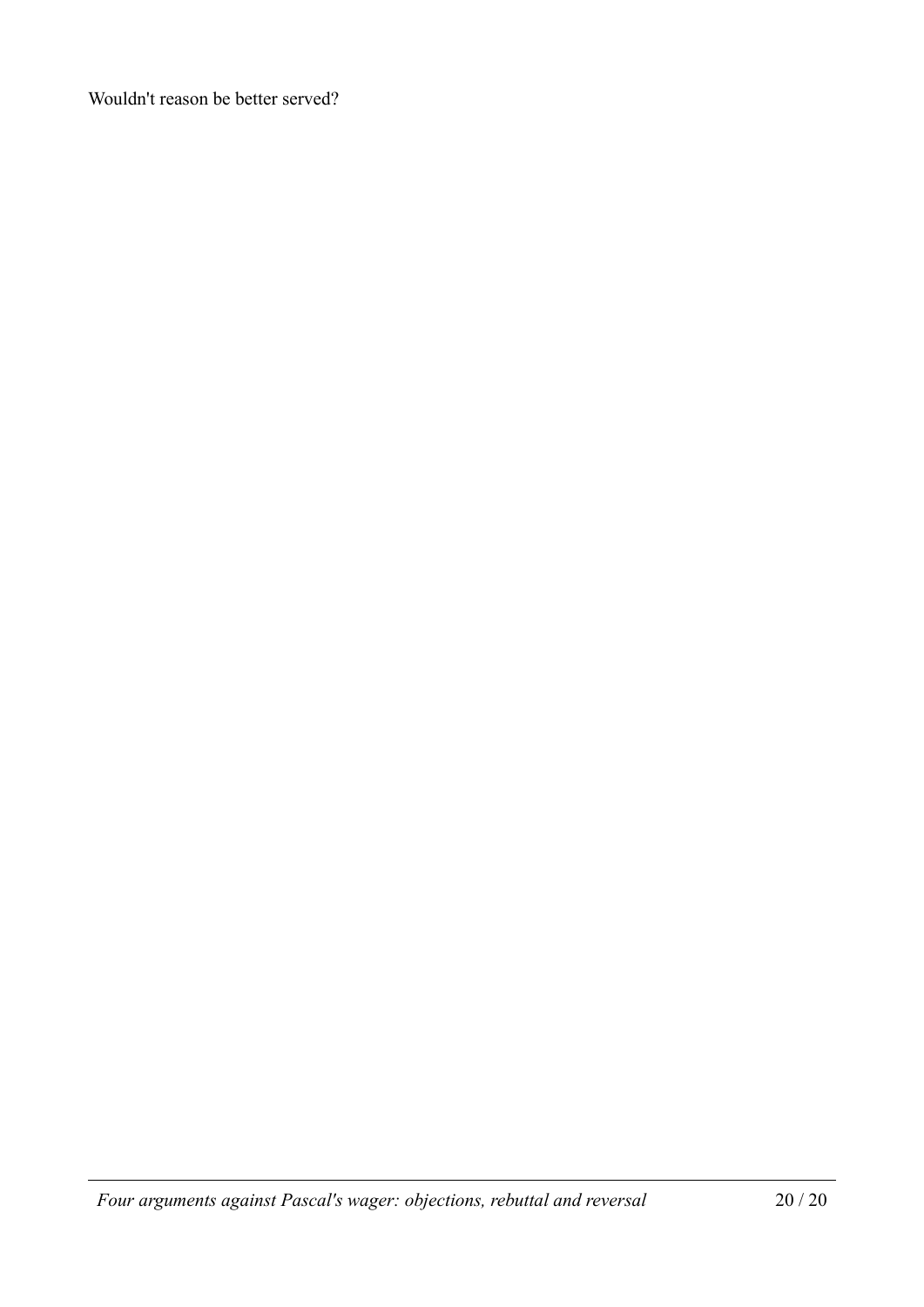Wouldn't reason be better served?